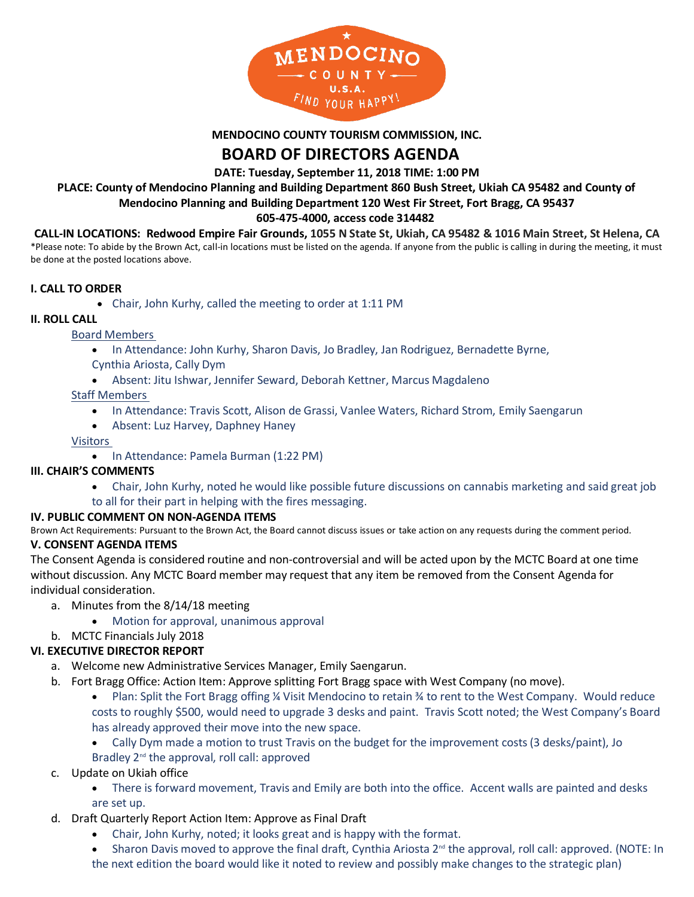# MENDOCINO COUNTY TOURISM COMMISSION, INC.

# BOARD OF DIRECTORS AGENDA

**DATE: Tuesday, September 11, 2018 TIME: 1:00 PM**

**PLACE: County of Mendocino Planning and Building Department 860 Bush Street, Ukiah CA 95482 and County of Mendocino Planning and Building Department 120 West Fir Street, Fort Bragg, CA 95437**

**605-475-4000, access code 314482**

**CALL-IN LOCATIONS: Redwood Empire Fair Grounds, 1055 N State St, Ukiah, CA 95482 & 1016 Main Street, St Helena, CA**

*Please note: To abide by the Brown Act, call-in locations must be listed on the agenda. If anyone from the public is calling in during the meeting, it must be done at the posted locations above.

### I. CALL TO ORDER

- Chair, John Kurhy, called the meeting to order at 1:11 PM

### II. ROLL CALL

Board Members

- In Attendance: John Kurhy, Sharon Davis, Jo Bradley, Jan Rodriguez, Bernadette Byrne, Cynthia Ariosta, Cally Dym
- Absent: Jitu Ishwar, Jennifer Seward, Deborah Kettner, Marcus Magdaleno

Staff Members

- In Attendance: Travis Scott, Alison de Grassi, Vanlee Waters, Richard Strom, Emily Saengarun
- Absent: Luz Harvey, Daphney Haney

Visitors

- In Attendance: Pamela Burman (1:22 PM)

### III. CHAIR'S COMMENTS

- Chair, John Kurhy, noted he would like possible future discussions on cannabis marketing and said great job to all for their part in helping with the fires messaging.

### IV. PUBLIC COMMENT ON NON-AGENDA ITEMS

Brown Act Requirements: Pursuant to the Brown Act, the Board cannot discuss issues or take action on any requests during the comment period.

### V. CONSENT AGENDA ITEMS

The Consent Agenda is considered routine and non-controversial and will be acted upon by the MCTC Board at one time without discussion. Any MCTC Board member may request that any item be removed from the Consent Agenda for individual consideration.

a. Minutes from the 8/14/18 meeting
   - Motion for approval, unanimous approval

b. MCTC Financials July 2018

### VI. EXECUTIVE DIRECTOR REPORT

a. Welcome new Administrative Services Manager, Emily Saengarun.

b. Fort Bragg Office: Action Item: Approve splitting Fort Bragg space with West Company (no move).
   - Plan: Split the Fort Bragg offing ¼ Visit Mendocino to retain ¾ to rent to the West Company. Would reduce costs to roughly $500, would need to upgrade 3 desks and paint. Travis Scott noted; the West Company's Board has already approved their move into the new space.
   - Cally Dym made a motion to trust Travis on the budget for the improvement costs (3 desks/paint), Jo Bradley 2nd the approval, roll call: approved

c. Update on Ukiah office
   - There is forward movement, Travis and Emily are both into the office. Accent walls are painted and desks are set up.

d. Draft Quarterly Report Action Item: Approve as Final Draft
   - Chair, John Kurhy, noted; it looks great and is happy with the format.
   - Sharon Davis moved to approve the final draft, Cynthia Ariosta 2nd the approval, roll call: approved. (NOTE: In the next edition the board would like it noted to review and possibly make changes to the strategic plan)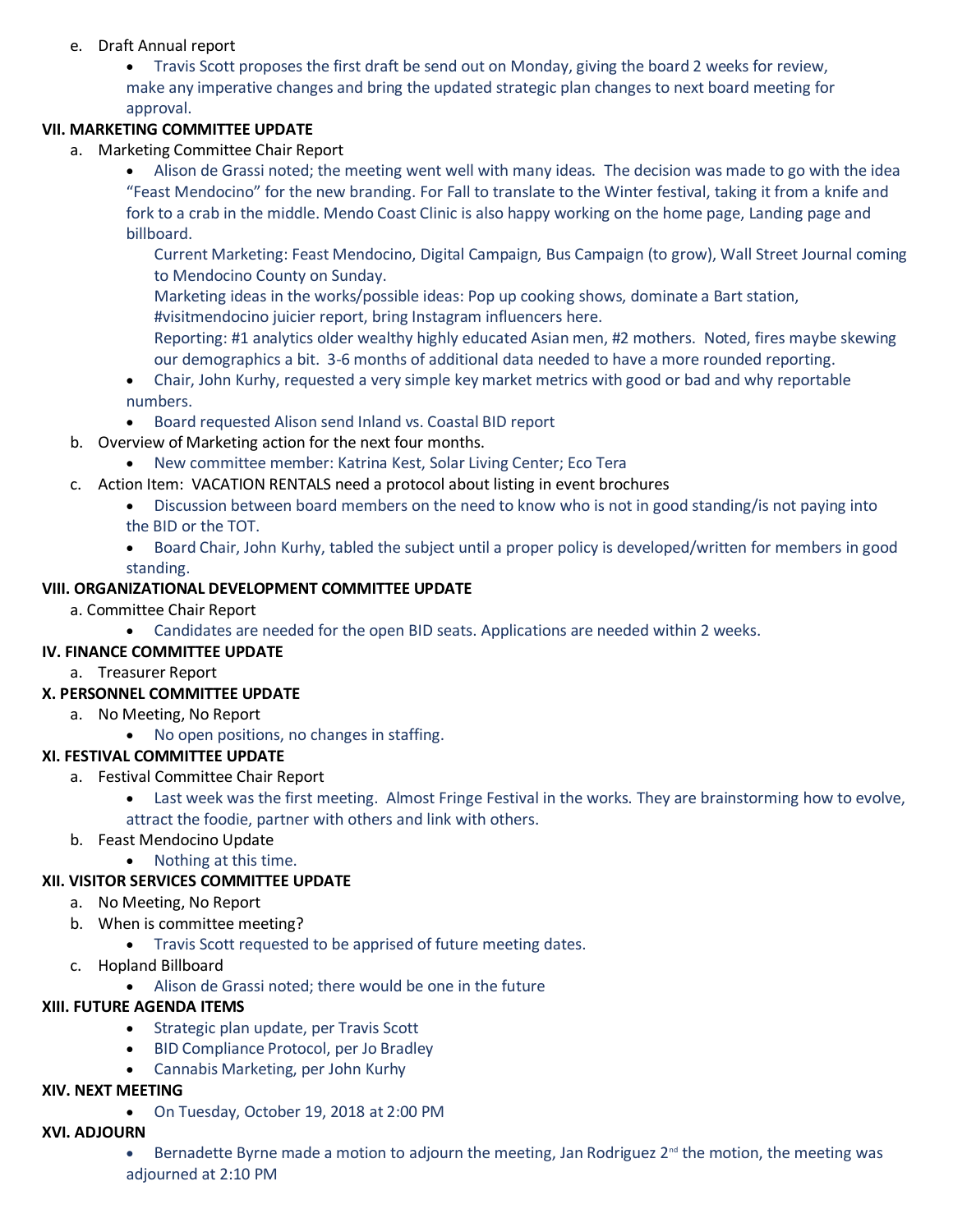e. Draft Annual report
   - Travis Scott proposes the first draft be send out on Monday, giving the board 2 weeks for review, make any imperative changes and bring the updated strategic plan changes to next board meeting for approval.

**VII. MARKETING COMMITTEE UPDATE**

a. Marketing Committee Chair Report
   - Alison de Grassi noted; the meeting went well with many ideas. The decision was made to go with the idea "Feast Mendocino" for the new branding. For Fall to translate to the Winter festival, taking it from a knife and fork to a crab in the middle. Mendo Coast Clinic is also happy working on the home page, Landing page and billboard.

     Current Marketing: Feast Mendocino, Digital Campaign, Bus Campaign (to grow), Wall Street Journal coming to Mendocino County on Sunday.

     Marketing ideas in the works/possible ideas: Pop up cooking shows, dominate a Bart station, #visitmendocino juicier report, bring Instagram influencers here.

     Reporting: #1 analytics older wealthy highly educated Asian men, #2 mothers. Noted, fires maybe skewing our demographics a bit. 3-6 months of additional data needed to have a more rounded reporting.
   - Chair, John Kurhy, requested a very simple key market metrics with good or bad and why reportable numbers.
   - Board requested Alison send Inland vs. Coastal BID report

b. Overview of Marketing action for the next four months.
   - New committee member: Katrina Kest, Solar Living Center; Eco Tera

c. Action Item: VACATION RENTALS need a protocol about listing in event brochures
   - Discussion between board members on the need to know who is not in good standing/is not paying into the BID or the TOT.
   - Board Chair, John Kurhy, tabled the subject until a proper policy is developed/written for members in good standing.

**VIII. ORGANIZATIONAL DEVELOPMENT COMMITTEE UPDATE**

a. Committee Chair Report
   - Candidates are needed for the open BID seats. Applications are needed within 2 weeks.

**IV. FINANCE COMMITTEE UPDATE**

a. Treasurer Report

**X. PERSONNEL COMMITTEE UPDATE**

a. No Meeting, No Report
   - No open positions, no changes in staffing.

**XI. FESTIVAL COMMITTEE UPDATE**

a. Festival Committee Chair Report
   - Last week was the first meeting. Almost Fringe Festival in the works. They are brainstorming how to evolve, attract the foodie, partner with others and link with others.

b. Feast Mendocino Update
   - Nothing at this time.

**XII. VISITOR SERVICES COMMITTEE UPDATE**

a. No Meeting, No Report

b. When is committee meeting?
   - Travis Scott requested to be apprised of future meeting dates.

c. Hopland Billboard
   - Alison de Grassi noted; there would be one in the future

**XIII. FUTURE AGENDA ITEMS**

- Strategic plan update, per Travis Scott
- BID Compliance Protocol, per Jo Bradley
- Cannabis Marketing, per John Kurhy

**XIV. NEXT MEETING**

- On Tuesday, October 19, 2018 at 2:00 PM

**XVI. ADJOURN**

- Bernadette Byrne made a motion to adjourn the meeting, Jan Rodriguez 2nd the motion, the meeting was adjourned at 2:10 PM